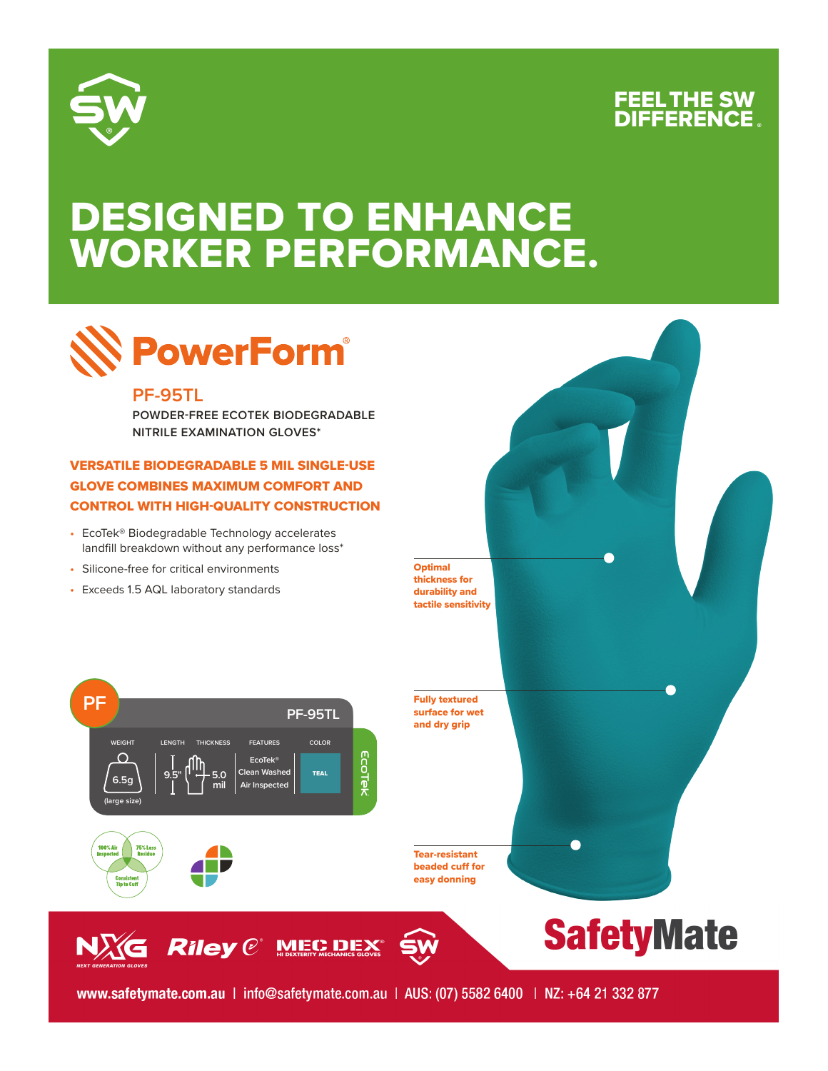FEEL THE SW DIFFERENCE®

# DESIGNED TO ENHANCE WORKER PERFORMANCE.

## PowerForm®

### PF-95TL

POWDER-FREE ECOTEK BIODEGRADABLE NITRILE EXAMINATION GLOVES*

**VERSATILE BIODEGRADABLE 5 MIL SINGLE-USE GLOVE COMBINES MAXIMUM COMFORT AND CONTROL WITH HIGH-QUALITY CONSTRUCTION**

- EcoTek® Biodegradable Technology accelerates landfill breakdown without any performance loss*
- Silicone-free for critical environments
- Exceeds 1.5 AQL laboratory standards

**Optimal thickness for durability and tactile sensitivity**

**Fully textured surface for wet and dry grip**

**Tear-resistant beaded cuff for easy donning**

PF — PF-95TL

| WEIGHT | LENGTH | THICKNESS | FEATURES | COLOR |
| --- | --- | --- | --- | --- |
| 6.5g (large size) | 9.5" | 5.0 mil | EcoTek® Clean Washed Air Inspected | TEAL |

EcoTek

100% Air Inspected | 75% Less Residue | Consistent Tip to Cuff

NXG NEXT GENERATION GLOVES | Riley | MEC DEX® HI DEXTERITY MECHANICS GLOVES | SW

SafetyMate

www.safetymate.com.au | info@safetymate.com.au | AUS: (07) 5582 6400 | NZ: +64 21 332 877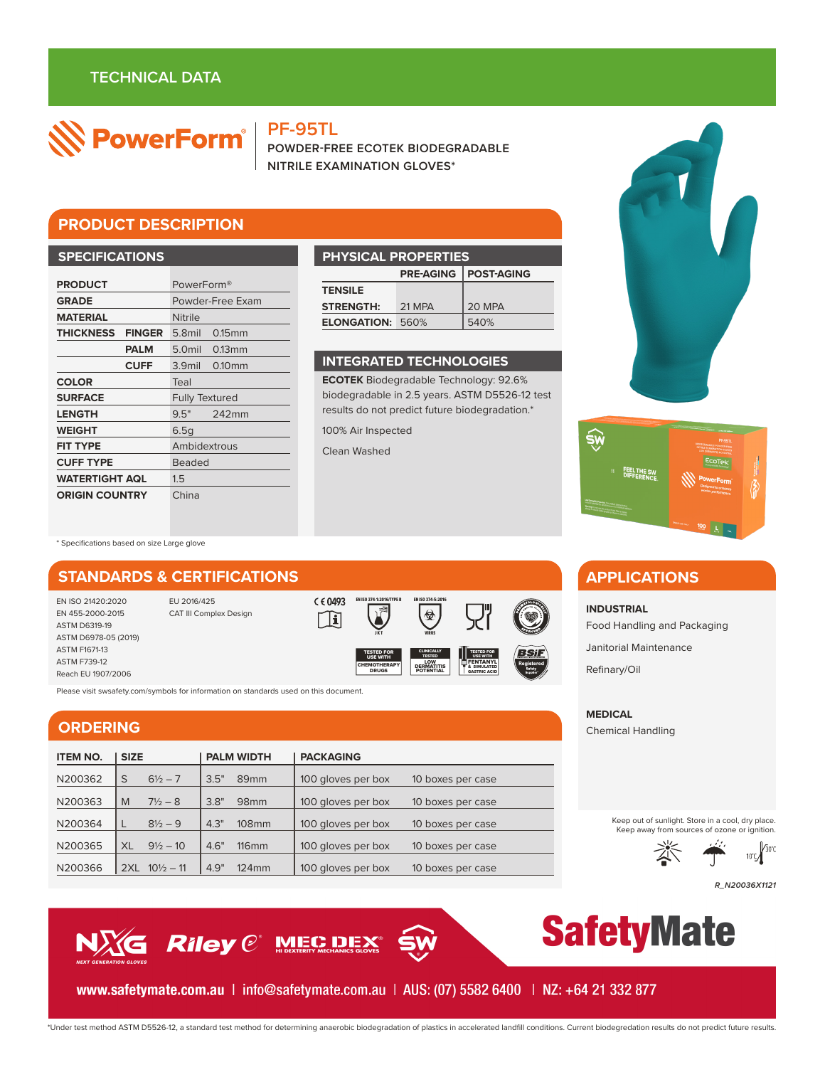# TECHNICAL DATA

PowerForm®

## PF-95TL

POWDER-FREE ECOTEK BIODEGRADABLE NITRILE EXAMINATION GLOVES*

## PRODUCT DESCRIPTION

### SPECIFICATIONS

| | | | |
|---|---|---|---|
| **PRODUCT** | | PowerForm® | |
| **GRADE** | | Powder-Free Exam | |
| **MATERIAL** | | Nitrile | |
| **THICKNESS** | **FINGER** | 5.8mil | 0.15mm |
| | **PALM** | 5.0mil | 0.13mm |
| | **CUFF** | 3.9mil | 0.10mm |
| **COLOR** | | Teal | |
| **SURFACE** | | Fully Textured | |
| **LENGTH** | | 9.5" | 242mm |
| **WEIGHT** | | 6.5g | |
| **FIT TYPE** | | Ambidextrous | |
| **CUFF TYPE** | | Beaded | |
| **WATERTIGHT AQL** | | 1.5 | |
| **ORIGIN COUNTRY** | | China | |

* Specifications based on size Large glove

### PHYSICAL PROPERTIES

| | PRE-AGING | POST-AGING |
|---|---|---|
| **TENSILE STRENGTH:** | 21 MPA | 20 MPA |
| **ELONGATION:** | 560% | 540% |

### INTEGRATED TECHNOLOGIES

**ECOTEK** Biodegradable Technology: 92.6% biodegradable in 2.5 years. ASTM D5526-12 test results do not predict future biodegradation.*

100% Air Inspected

Clean Washed

## STANDARDS & CERTIFICATIONS

EN ISO 21420:2020
EN 455-2000-2015
ASTM D6319-19
ASTM D6978-05 (2019)
ASTM F1671-13
ASTM F739-12
Reach EU 1907/2006

EU 2016/425
CAT III Complex Design

CE 0493 | EN ISO 374-1:2016/TYPE B JKT | EN ISO 374-5:2016 VIRUS | TESTED FOR USE WITH CHEMOTHERAPY DRUGS | CLINICALLY TESTED LOW DERMATITIS POTENTIAL | TESTED FOR USE WITH FENTANYL & SIMULATED GASTRIC ACID | BSiF Registered Safety Supplier

Please visit swsafety.com/symbols for information on standards used on this document.

## APPLICATIONS

**INDUSTRIAL**

Food Handling and Packaging

Janitorial Maintenance

Refinary/Oil

**MEDICAL**

Chemical Handling

## ORDERING

| ITEM NO. | SIZE | | PALM WIDTH | | PACKAGING | |
|---|---|---|---|---|---|---|
| N200362 | S | 6½ – 7 | 3.5" | 89mm | 100 gloves per box | 10 boxes per case |
| N200363 | M | 7½ – 8 | 3.8" | 98mm | 100 gloves per box | 10 boxes per case |
| N200364 | L | 8½ – 9 | 4.3" | 108mm | 100 gloves per box | 10 boxes per case |
| N200365 | XL | 9½ – 10 | 4.6" | 116mm | 100 gloves per box | 10 boxes per case |
| N200366 | 2XL | 10½ – 11 | 4.9" | 124mm | 100 gloves per box | 10 boxes per case |

Keep out of sunlight. Store in a cool, dry place. Keep away from sources of ozone or ignition.

10°C 30°C

R_N20036X1121

SafetyMate

www.safetymate.com.au | info@safetymate.com.au | AUS: (07) 5582 6400 | NZ: +64 21 332 877

*Under test method ASTM D5526-12, a standard test method for determining anaerobic biodegradation of plastics in accelerated landfill conditions. Current biodegredation results do not predict future results.